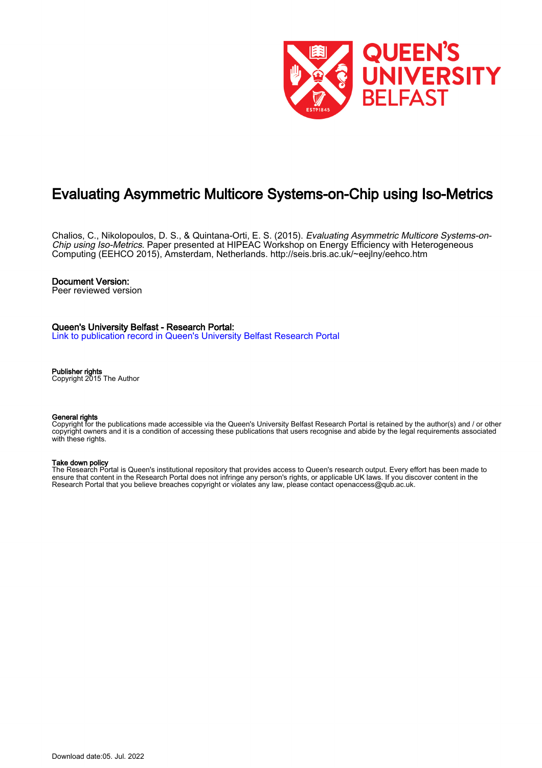# Evaluating Asymmetric Multicore Systems-on-Chip using Iso-Metrics

Chalios, C., Nikolopoulos, D. S., & Quintana-Orti, E. S. (2015). *Evaluating Asymmetric Multicore Systems-on-Chip using Iso-Metrics*. Paper presented at HIPEAC Workshop on Energy Efficiency with Heterogeneous Computing (EEHCO 2015), Amsterdam, Netherlands. http://seis.bris.ac.uk/~eejlny/eehco.htm

**Document Version:**
Peer reviewed version

**Queen's University Belfast - Research Portal:**
Link to publication record in Queen's University Belfast Research Portal

**Publisher rights**
Copyright 2015 The Author

**General rights**
Copyright for the publications made accessible via the Queen's University Belfast Research Portal is retained by the author(s) and / or other copyright owners and it is a condition of accessing these publications that users recognise and abide by the legal requirements associated with these rights.

**Take down policy**
The Research Portal is Queen's institutional repository that provides access to Queen's research output. Every effort has been made to ensure that content in the Research Portal does not infringe any person's rights, or applicable UK laws. If you discover content in the Research Portal that you believe breaches copyright or violates any law, please contact openaccess@qub.ac.uk.

Download date:05. Jul. 2022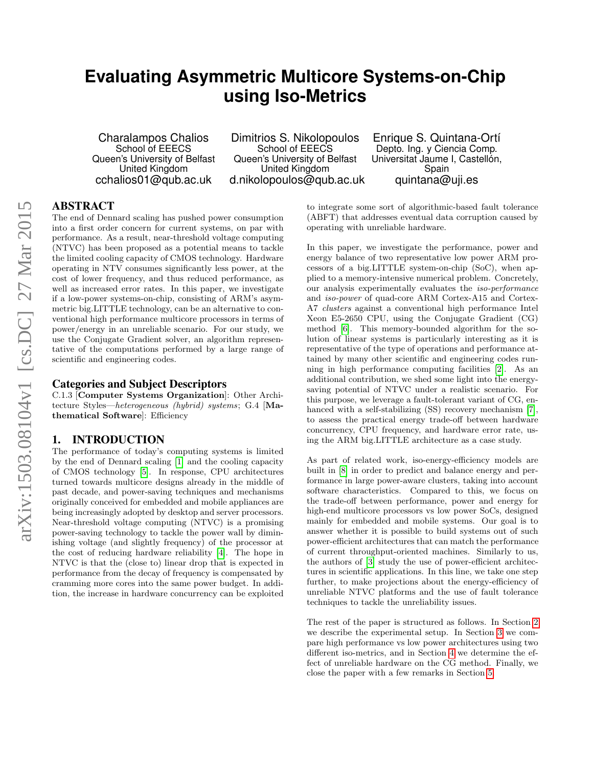# Evaluating Asymmetric Multicore Systems-on-Chip using Iso-Metrics

Charalampos Chalios
School of EEECS
Queen's University of Belfast
United Kingdom
cchalios01@qub.ac.uk

Dimitrios S. Nikolopoulos
School of EEECS
Queen's University of Belfast
United Kingdom
d.nikolopoulos@qub.ac.uk

Enrique S. Quintana-Ortí
Depto. Ing. y Ciencia Comp.
Universitat Jaume I, Castellón,
Spain
quintana@uji.es

## ABSTRACT

The end of Dennard scaling has pushed power consumption into a first order concern for current systems, on par with performance. As a result, near-threshold voltage computing (NTVC) has been proposed as a potential means to tackle the limited cooling capacity of CMOS technology. Hardware operating in NTV consumes significantly less power, at the cost of lower frequency, and thus reduced performance, as well as increased error rates. In this paper, we investigate if a low-power systems-on-chip, consisting of ARM's asymmetric big.LITTLE technology, can be an alternative to conventional high performance multicore processors in terms of power/energy in an unreliable scenario. For our study, we use the Conjugate Gradient solver, an algorithm representative of the computations performed by a large range of scientific and engineering codes.

## Categories and Subject Descriptors

C.1.3 [**Computer Systems Organization**]: Other Architecture Styles—*heterogeneous (hybrid) systems*; G.4 [**Mathematical Software**]: Efficiency

## 1. INTRODUCTION

The performance of today's computing systems is limited by the end of Dennard scaling [1] and the cooling capacity of CMOS technology [5]. In response, CPU architectures turned towards multicore designs already in the middle of past decade, and power-saving techniques and mechanisms originally conceived for embedded and mobile appliances are being increasingly adopted by desktop and server processors. Near-threshold voltage computing (NTVC) is a promising power-saving technology to tackle the power wall by diminishing voltage (and slightly frequency) of the processor at the cost of reducing hardware reliability [4]. The hope in NTVC is that the (close to) linear drop that is expected in performance from the decay of frequency is compensated by cramming more cores into the same power budget. In addition, the increase in hardware concurrency can be exploited to integrate some sort of algorithmic-based fault tolerance (ABFT) that addresses eventual data corruption caused by operating with unreliable hardware.

In this paper, we investigate the performance, power and energy balance of two representative low power ARM processors of a big.LITTLE system-on-chip (SoC), when applied to a memory-intensive numerical problem. Concretely, our analysis experimentally evaluates the *iso-performance* and *iso-power* of quad-core ARM Cortex-A15 and Cortex-A7 *clusters* against a conventional high performance Intel Xeon E5-2650 CPU, using the Conjugate Gradient (CG) method [6]. This memory-bounded algorithm for the solution of linear systems is particularly interesting as it is representative of the type of operations and performance attained by many other scientific and engineering codes running in high performance computing facilities [2]. As an additional contribution, we shed some light into the energy-saving potential of NTVC under a realistic scenario. For this purpose, we leverage a fault-tolerant variant of CG, enhanced with a self-stabilizing (SS) recovery mechanism [7], to assess the practical energy trade-off between hardware concurrency, CPU frequency, and hardware error rate, using the ARM big.LITTLE architecture as a case study.

As part of related work, iso-energy-efficiency models are built in [8] in order to predict and balance energy and performance in large power-aware clusters, taking into account software characteristics. Compared to this, we focus on the trade-off between performance, power and energy for high-end multicore processors vs low power SoCs, designed mainly for embedded and mobile systems. Our goal is to answer whether it is possible to build systems out of such power-efficient architectures that can match the performance of current throughput-oriented machines. Similarly to us, the authors of [3] study the use of power-efficient architectures in scientific applications. In this line, we take one step further, to make projections about the energy-efficiency of unreliable NTVC platforms and the use of fault tolerance techniques to tackle the unreliability issues.

The rest of the paper is structured as follows. In Section 2 we describe the experimental setup. In Section 3 we compare high performance vs low power architectures using two different iso-metrics, and in Section 4 we determine the effect of unreliable hardware on the CG method. Finally, we close the paper with a few remarks in Section 5.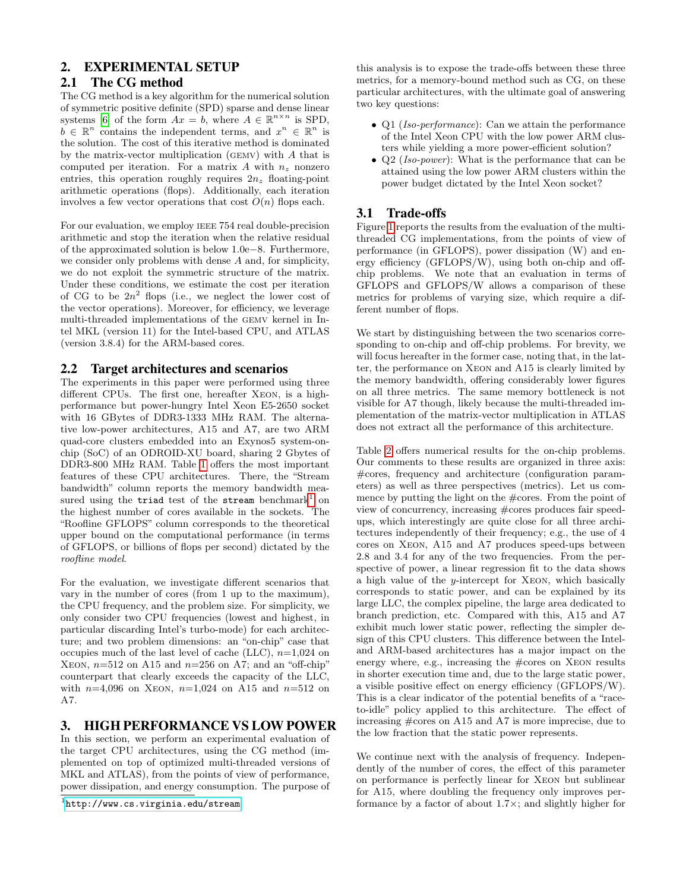## 2. EXPERIMENTAL SETUP

### 2.1 The CG method

The CG method is a key algorithm for the numerical solution of symmetric positive definite (SPD) sparse and dense linear systems [6] of the form $Ax = b$, where $A \in \mathbb{R}^{n \times n}$ is SPD, $b \in \mathbb{R}^n$ contains the independent terms, and $x^n \in \mathbb{R}^n$ is the solution. The cost of this iterative method is dominated by the matrix-vector multiplication (GEMV) with $A$ that is computed per iteration. For a matrix $A$ with $n_z$ nonzero entries, this operation roughly requires $2n_z$ floating-point arithmetic operations (flops). Additionally, each iteration involves a few vector operations that cost $O(n)$ flops each.

For our evaluation, we employ IEEE 754 real double-precision arithmetic and stop the iteration when the relative residual of the approximated solution is below 1.0e−8. Furthermore, we consider only problems with dense $A$ and, for simplicity, we do not exploit the symmetric structure of the matrix. Under these conditions, we estimate the cost per iteration of CG to be $2n^2$ flops (i.e., we neglect the lower cost of the vector operations). Moreover, for efficiency, we leverage multi-threaded implementations of the GEMV kernel in Intel MKL (version 11) for the Intel-based CPU, and ATLAS (version 3.8.4) for the ARM-based cores.

### 2.2 Target architectures and scenarios

The experiments in this paper were performed using three different CPUs. The first one, hereafter XEON, is a high-performance but power-hungry Intel Xeon E5-2650 socket with 16 GBytes of DDR3-1333 MHz RAM. The alternative low-power architectures, A15 and A7, are two ARM quad-core clusters embedded into an Exynos5 system-on-chip (SoC) of an ODROID-XU board, sharing 2 Gbytes of DDR3-800 MHz RAM. Table 1 offers the most important features of these CPU architectures. There, the "Stream bandwidth" column reports the memory bandwidth measured using the `triad` test of the `stream` benchmark[1] on the highest number of cores available in the sockets. The "Roofline GFLOPS" column corresponds to the theoretical upper bound on the computational performance (in terms of GFLOPS, or billions of flops per second) dictated by the *roofline model*.

For the evaluation, we investigate different scenarios that vary in the number of cores (from 1 up to the maximum), the CPU frequency, and the problem size. For simplicity, we only consider two CPU frequencies (lowest and highest, in particular discarding Intel's turbo-mode) for each architecture; and two problem dimensions: an "on-chip" case that occupies much of the last level of cache (LLC), $n$=1,024 on XEON, $n$=512 on A15 and $n$=256 on A7; and an "off-chip" counterpart that clearly exceeds the capacity of the LLC, with $n$=4,096 on XEON, $n$=1,024 on A15 and $n$=512 on A7.

## 3. HIGH PERFORMANCE VS LOW POWER

In this section, we perform an experimental evaluation of the target CPU architectures, using the CG method (implemented on top of optimized multi-threaded versions of MKL and ATLAS), from the points of view of performance, power dissipation, and energy consumption. The purpose of this analysis is to expose the trade-offs between these three metrics, for a memory-bound method such as CG, on these particular architectures, with the ultimate goal of answering two key questions:

- Q1 (*Iso-performance*): Can we attain the performance of the Intel Xeon CPU with the low power ARM clusters while yielding a more power-efficient solution?
- Q2 (*Iso-power*): What is the performance that can be attained using the low power ARM clusters within the power budget dictated by the Intel Xeon socket?

### 3.1 Trade-offs

Figure 1 reports the results from the evaluation of the multi-threaded CG implementations, from the points of view of performance (in GFLOPS), power dissipation (W) and energy efficiency (GFLOPS/W), using both on-chip and off-chip problems. We note that an evaluation in terms of GFLOPS and GFLOPS/W allows a comparison of these metrics for problems of varying size, which require a different number of flops.

We start by distinguishing between the two scenarios corresponding to on-chip and off-chip problems. For brevity, we will focus hereafter in the former case, noting that, in the latter, the performance on XEON and A15 is clearly limited by the memory bandwidth, offering considerably lower figures on all three metrics. The same memory bottleneck is not visible for A7 though, likely because the multi-threaded implementation of the matrix-vector multiplication in ATLAS does not extract all the performance of this architecture.

Table 2 offers numerical results for the on-chip problems. Our comments to these results are organized in three axis: #cores, frequency and architecture (configuration parameters) as well as three perspectives (metrics). Let us commence by putting the light on the #cores. From the point of view of concurrency, increasing #cores produces fair speed-ups, which interestingly are quite close for all three architectures independently of their frequency; e.g., the use of 4 cores on XEON, A15 and A7 produces speed-ups between 2.8 and 3.4 for any of the two frequencies. From the perspective of power, a linear regression fit to the data shows a high value of the $y$-intercept for XEON, which basically corresponds to static power, and can be explained by its large LLC, the complex pipeline, the large area dedicated to branch prediction, etc. Compared with this, A15 and A7 exhibit much lower static power, reflecting the simpler design of this CPU clusters. This difference between the Intel- and ARM-based architectures has a major impact on the energy where, e.g., increasing the #cores on XEON results in shorter execution time and, due to the large static power, a visible positive effect on energy efficiency (GFLOPS/W). This is a clear indicator of the potential benefits of a "race-to-idle" policy applied to this architecture. The effect of increasing #cores on A15 and A7 is more imprecise, due to the low fraction that the static power represents.

We continue next with the analysis of frequency. Independently of the number of cores, the effect of this parameter on performance is perfectly linear for XEON but sublinear for A15, where doubling the frequency only improves performance by a factor of about 1.7×; and slightly higher for

[1] http://www.cs.virginia.edu/stream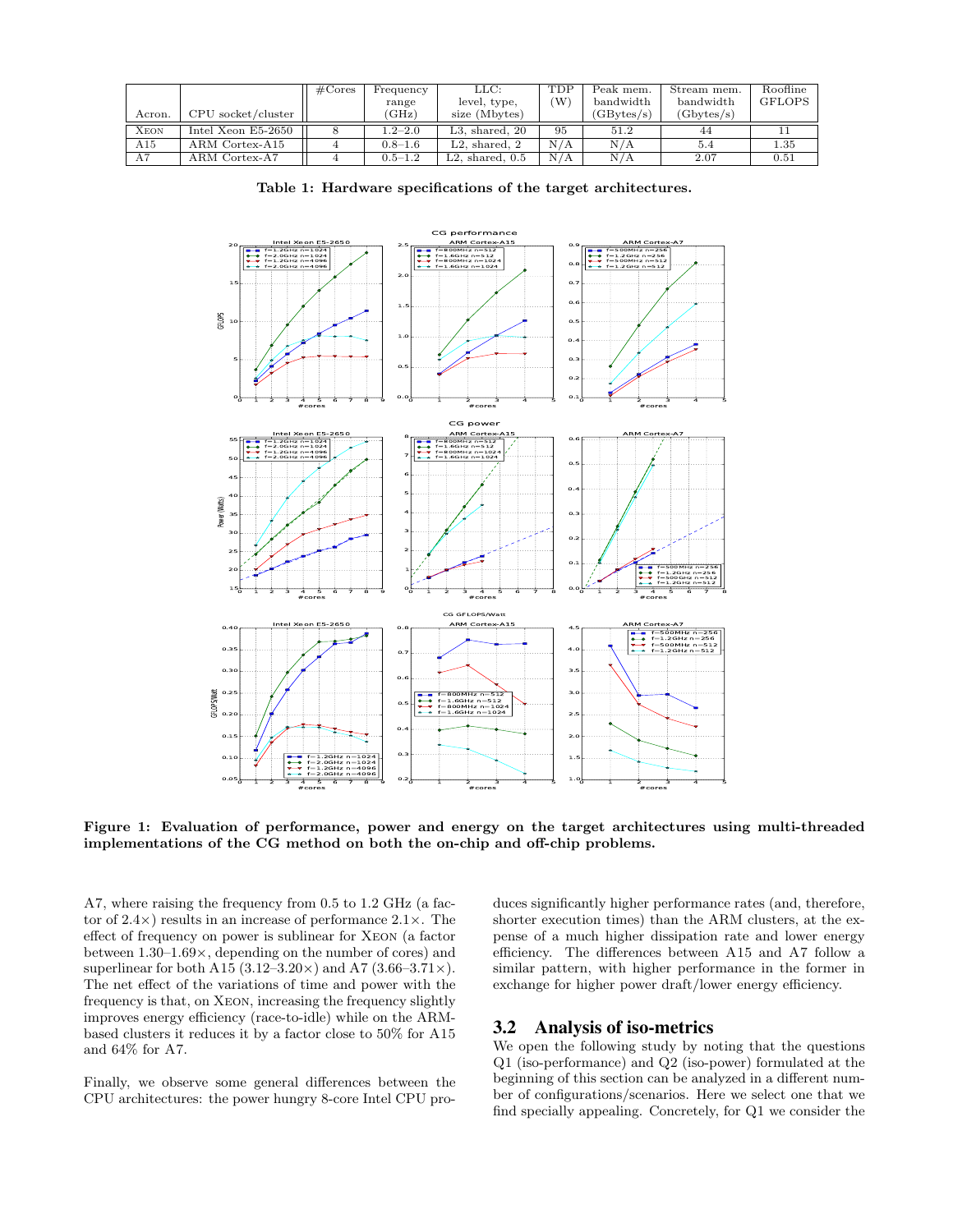| Acron. | CPU socket/cluster | #Cores | Frequency range (GHz) | LLC: level, type, size (Mbytes) | TDP (W) | Peak mem. bandwidth (GBytes/s) | Stream mem. bandwidth (Gbytes/s) | Roofline GFLOPS |
|---|---|---|---|---|---|---|---|---|
| XEON | Intel Xeon E5-2650 | 8 | 1.2–2.0 | L3, shared, 20 | 95 | 51.2 | 44 | 11 |
| A15 | ARM Cortex-A15 | 4 | 0.8–1.6 | L2, shared, 2 | N/A | N/A | 5.4 | 1.35 |
| A7 | ARM Cortex-A7 | 4 | 0.5–1.2 | L2, shared, 0.5 | N/A | N/A | 2.07 | 0.51 |

**Table 1: Hardware specifications of the target architectures.**

**Figure 1: Evaluation of performance, power and energy on the target architectures using multi-threaded implementations of the CG method on both the on-chip and off-chip problems.**

A7, where raising the frequency from 0.5 to 1.2 GHz (a factor of 2.4×) results in an increase of performance 2.1×. The effect of frequency on power is sublinear for XEON (a factor between 1.30–1.69×, depending on the number of cores) and superlinear for both A15 (3.12–3.20×) and A7 (3.66–3.71×). The net effect of the variations of time and power with the frequency is that, on XEON, increasing the frequency slightly improves energy efficiency (race-to-idle) while on the ARM-based clusters it reduces it by a factor close to 50% for A15 and 64% for A7.

Finally, we observe some general differences between the CPU architectures: the power hungry 8-core Intel CPU produces significantly higher performance rates (and, therefore, shorter execution times) than the ARM clusters, at the expense of a much higher dissipation rate and lower energy efficiency. The differences between A15 and A7 follow a similar pattern, with higher performance in the former in exchange for higher power draft/lower energy efficiency.

## 3.2 Analysis of iso-metrics

We open the following study by noting that the questions Q1 (iso-performance) and Q2 (iso-power) formulated at the beginning of this section can be analyzed in a different number of configurations/scenarios. Here we select one that we find specially appealing. Concretely, for Q1 we consider the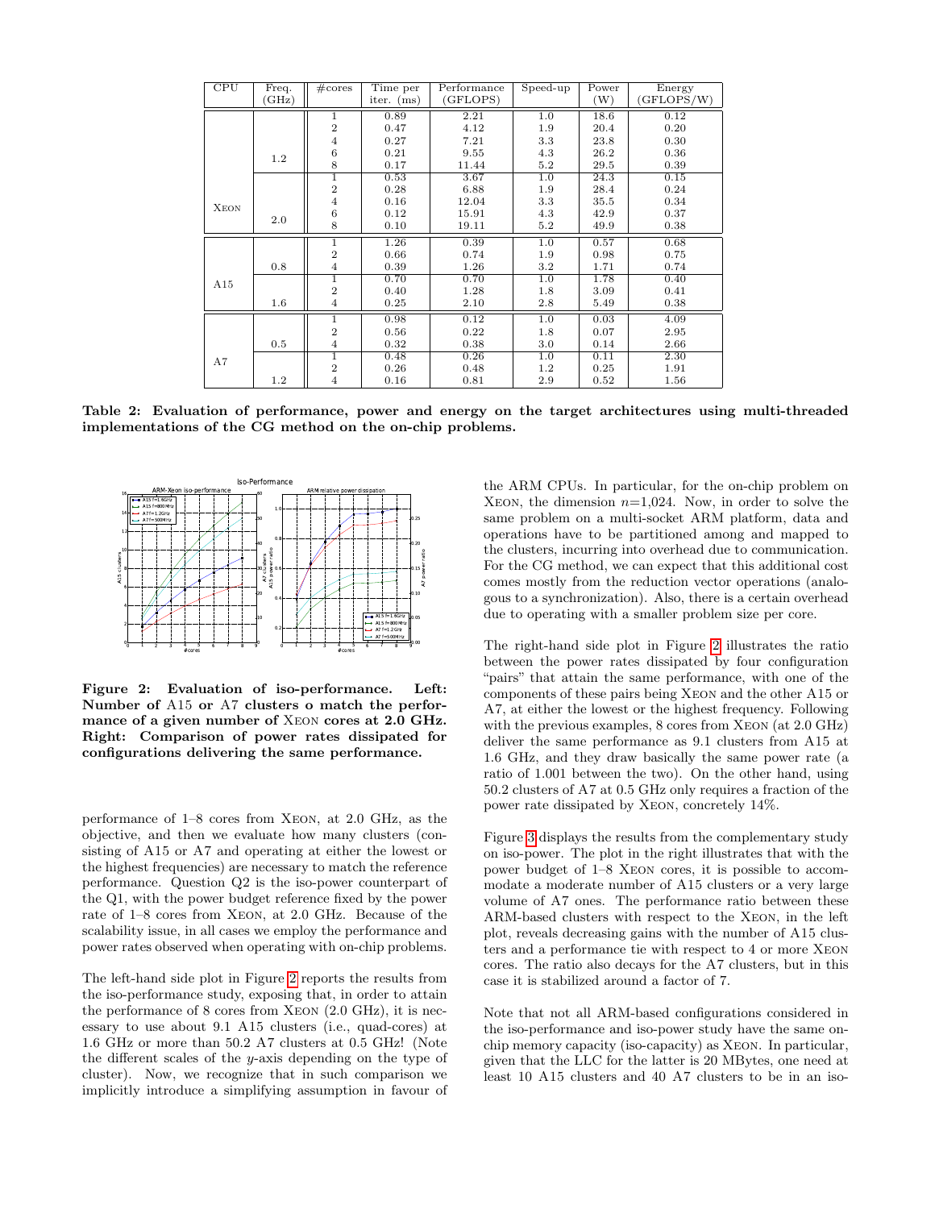| CPU | Freq. (GHz) | #cores | Time per iter. (ms) | Performance (GFLOPS) | Speed-up | Power (W) | Energy (GFLOPS/W) |
|---|---|---|---|---|---|---|---|
| XEON | 1.2 | 1 | 0.89 | 2.21 | 1.0 | 18.6 | 0.12 |
| | | 2 | 0.47 | 4.12 | 1.9 | 20.4 | 0.20 |
| | | 4 | 0.27 | 7.21 | 3.3 | 23.8 | 0.30 |
| | | 6 | 0.21 | 9.55 | 4.3 | 26.2 | 0.36 |
| | | 8 | 0.17 | 11.44 | 5.2 | 29.5 | 0.39 |
| | 2.0 | 1 | 0.53 | 3.67 | 1.0 | 24.3 | 0.15 |
| | | 2 | 0.28 | 6.88 | 1.9 | 28.4 | 0.24 |
| | | 4 | 0.16 | 12.04 | 3.3 | 35.5 | 0.34 |
| | | 6 | 0.12 | 15.91 | 4.3 | 42.9 | 0.37 |
| | | 8 | 0.10 | 19.11 | 5.2 | 49.9 | 0.38 |
| A15 | 0.8 | 1 | 1.26 | 0.39 | 1.0 | 0.57 | 0.68 |
| | | 2 | 0.66 | 0.74 | 1.9 | 0.98 | 0.75 |
| | | 4 | 0.39 | 1.26 | 3.2 | 1.71 | 0.74 |
| | 1.6 | 1 | 0.70 | 0.70 | 1.0 | 1.78 | 0.40 |
| | | 2 | 0.40 | 1.28 | 1.8 | 3.09 | 0.41 |
| | | 4 | 0.25 | 2.10 | 2.8 | 5.49 | 0.38 |
| A7 | 0.5 | 1 | 0.98 | 0.12 | 1.0 | 0.03 | 4.09 |
| | | 2 | 0.56 | 0.22 | 1.8 | 0.07 | 2.95 |
| | | 4 | 0.32 | 0.38 | 3.0 | 0.14 | 2.66 |
| | 1.2 | 1 | 0.48 | 0.26 | 1.0 | 0.11 | 2.30 |
| | | 2 | 0.26 | 0.48 | 1.2 | 0.25 | 1.91 |
| | | 4 | 0.16 | 0.81 | 2.9 | 0.52 | 1.56 |

**Table 2: Evaluation of performance, power and energy on the target architectures using multi-threaded implementations of the CG method on the on-chip problems.**

**Figure 2: Evaluation of iso-performance. Left: Number of A15 or A7 clusters o match the performance of a given number of XEON cores at 2.0 GHz. Right: Comparison of power rates dissipated for configurations delivering the same performance.**

performance of 1–8 cores from XEON, at 2.0 GHz, as the objective, and then we evaluate how many clusters (consisting of A15 or A7 and operating at either the lowest or the highest frequencies) are necessary to match the reference performance. Question Q2 is the iso-power counterpart of the Q1, with the power budget reference fixed by the power rate of 1–8 cores from XEON, at 2.0 GHz. Because of the scalability issue, in all cases we employ the performance and power rates observed when operating with on-chip problems.

The left-hand side plot in Figure 2 reports the results from the iso-performance study, exposing that, in order to attain the performance of 8 cores from XEON (2.0 GHz), it is necessary to use about 9.1 A15 clusters (i.e., quad-cores) at 1.6 GHz or more than 50.2 A7 clusters at 0.5 GHz! (Note the different scales of the *y*-axis depending on the type of cluster). Now, we recognize that in such comparison we implicitly introduce a simplifying assumption in favour of the ARM CPUs. In particular, for the on-chip problem on XEON, the dimension $n$=1,024. Now, in order to solve the same problem on a multi-socket ARM platform, data and operations have to be partitioned among and mapped to the clusters, incurring into overhead due to communication. For the CG method, we can expect that this additional cost comes mostly from the reduction vector operations (analogous to a synchronization). Also, there is a certain overhead due to operating with a smaller problem size per core.

The right-hand side plot in Figure 2 illustrates the ratio between the power rates dissipated by four configuration "pairs" that attain the same performance, with one of the components of these pairs being XEON and the other A15 or A7, at either the lowest or the highest frequency. Following with the previous examples, 8 cores from XEON (at 2.0 GHz) deliver the same performance as 9.1 clusters from A15 at 1.6 GHz, and they draw basically the same power rate (a ratio of 1.001 between the two). On the other hand, using 50.2 clusters of A7 at 0.5 GHz only requires a fraction of the power rate dissipated by XEON, concretely 14%.

Figure 3 displays the results from the complementary study on iso-power. The plot in the right illustrates that with the power budget of 1–8 XEON cores, it is possible to accommodate a moderate number of A15 clusters or a very large volume of A7 ones. The performance ratio between these ARM-based clusters with respect to the XEON, in the left plot, reveals decreasing gains with the number of A15 clusters and a performance tie with respect to 4 or more XEON cores. The ratio also decays for the A7 clusters, but in this case it is stabilized around a factor of 7.

Note that not all ARM-based configurations considered in the iso-performance and iso-power study have the same on-chip memory capacity (iso-capacity) as XEON. In particular, given that the LLC for the latter is 20 MBytes, one need at least 10 A15 clusters and 40 A7 clusters to be in an iso-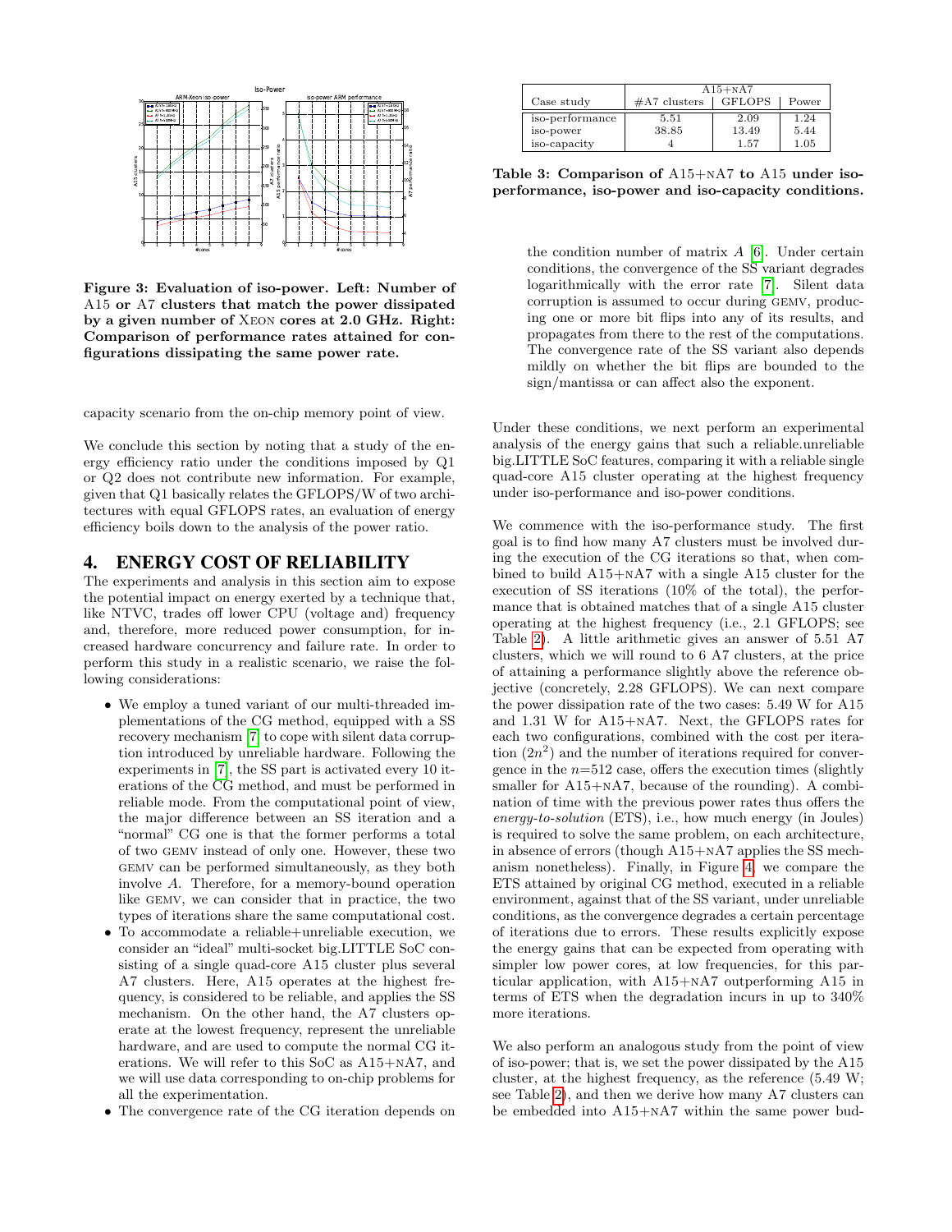Figure 3: Evaluation of iso-power. Left: Number of A15 or A7 clusters that match the power dissipated by a given number of XEON cores at 2.0 GHz. Right: Comparison of performance rates attained for configurations dissipating the same power rate.

capacity scenario from the on-chip memory point of view.

We conclude this section by noting that a study of the energy efficiency ratio under the conditions imposed by Q1 or Q2 does not contribute new information. For example, given that Q1 basically relates the GFLOPS/W of two architectures with equal GFLOPS rates, an evaluation of energy efficiency boils down to the analysis of the power ratio.

## 4. ENERGY COST OF RELIABILITY

The experiments and analysis in this section aim to expose the potential impact on energy exerted by a technique that, like NTVC, trades off lower CPU (voltage and) frequency and, therefore, more reduced power consumption, for increased hardware concurrency and failure rate. In order to perform this study in a realistic scenario, we raise the following considerations:

- We employ a tuned variant of our multi-threaded implementations of the CG method, equipped with a SS recovery mechanism [7] to cope with silent data corruption introduced by unreliable hardware. Following the experiments in [7], the SS part is activated every 10 iterations of the CG method, and must be performed in reliable mode. From the computational point of view, the major difference between an SS iteration and a "normal" CG one is that the former performs a total of two GEMV instead of only one. However, these two GEMV can be performed simultaneously, as they both involve $A$. Therefore, for a memory-bound operation like GEMV, we can consider that in practice, the two types of iterations share the same computational cost.
- To accommodate a reliable+unreliable execution, we consider an "ideal" multi-socket big.LITTLE SoC consisting of a single quad-core A15 cluster plus several A7 clusters. Here, A15 operates at the highest frequency, is considered to be reliable, and applies the SS mechanism. On the other hand, the A7 clusters operate at the lowest frequency, represent the unreliable hardware, and are used to compute the normal CG iterations. We will refer to this SoC as A15+NA7, and we will use data corresponding to on-chip problems for all the experimentation.
- The convergence rate of the CG iteration depends on the condition number of matrix $A$ [6]. Under certain conditions, the convergence of the SS variant degrades logarithmically with the error rate [7]. Silent data corruption is assumed to occur during GEMV, producing one or more bit flips into any of its results, and propagates from there to the rest of the computations. The convergence rate of the SS variant also depends mildly on whether the bit flips are bounded to the sign/mantissa or can affect also the exponent.

| Case study | A15+NA7 | | |
|---|---|---|---|
| | #A7 clusters | GFLOPS | Power |
| iso-performance | 5.51 | 2.09 | 1.24 |
| iso-power | 38.85 | 13.49 | 5.44 |
| iso-capacity | 4 | 1.57 | 1.05 |

Table 3: Comparison of A15+NA7 to A15 under iso-performance, iso-power and iso-capacity conditions.

Under these conditions, we next perform an experimental analysis of the energy gains that such a reliable.unreliable big.LITTLE SoC features, comparing it with a reliable single quad-core A15 cluster operating at the highest frequency under iso-performance and iso-power conditions.

We commence with the iso-performance study. The first goal is to find how many A7 clusters must be involved during the execution of the CG iterations so that, when combined to build A15+NA7 with a single A15 cluster for the execution of SS iterations (10% of the total), the performance that is obtained matches that of a single A15 cluster operating at the highest frequency (i.e., 2.1 GFLOPS; see Table 2). A little arithmetic gives an answer of 5.51 A7 clusters, which we will round to 6 A7 clusters, at the price of attaining a performance slightly above the reference objective (concretely, 2.28 GFLOPS). We can next compare the power dissipation rate of the two cases: 5.49 W for A15 and 1.31 W for A15+NA7. Next, the GFLOPS rates for each two configurations, combined with the cost per iteration ($2n^2$) and the number of iterations required for convergence in the $n$=512 case, offers the execution times (slightly smaller for A15+NA7, because of the rounding). A combination of time with the previous power rates thus offers the *energy-to-solution* (ETS), i.e., how much energy (in Joules) is required to solve the same problem, on each architecture, in absence of errors (though A15+NA7 applies the SS mechanism nonetheless). Finally, in Figure 4, we compare the ETS attained by original CG method, executed in a reliable environment, against that of the SS variant, under unreliable conditions, as the convergence degrades a certain percentage of iterations due to errors. These results explicitly expose the energy gains that can be expected from operating with simpler low power cores, at low frequencies, for this particular application, with A15+NA7 outperforming A15 in terms of ETS when the degradation incurs in up to 340% more iterations.

We also perform an analogous study from the point of view of iso-power; that is, we set the power dissipated by the A15 cluster, at the highest frequency, as the reference (5.49 W; see Table 2), and then we derive how many A7 clusters can be embedded into A15+NA7 within the same power bud-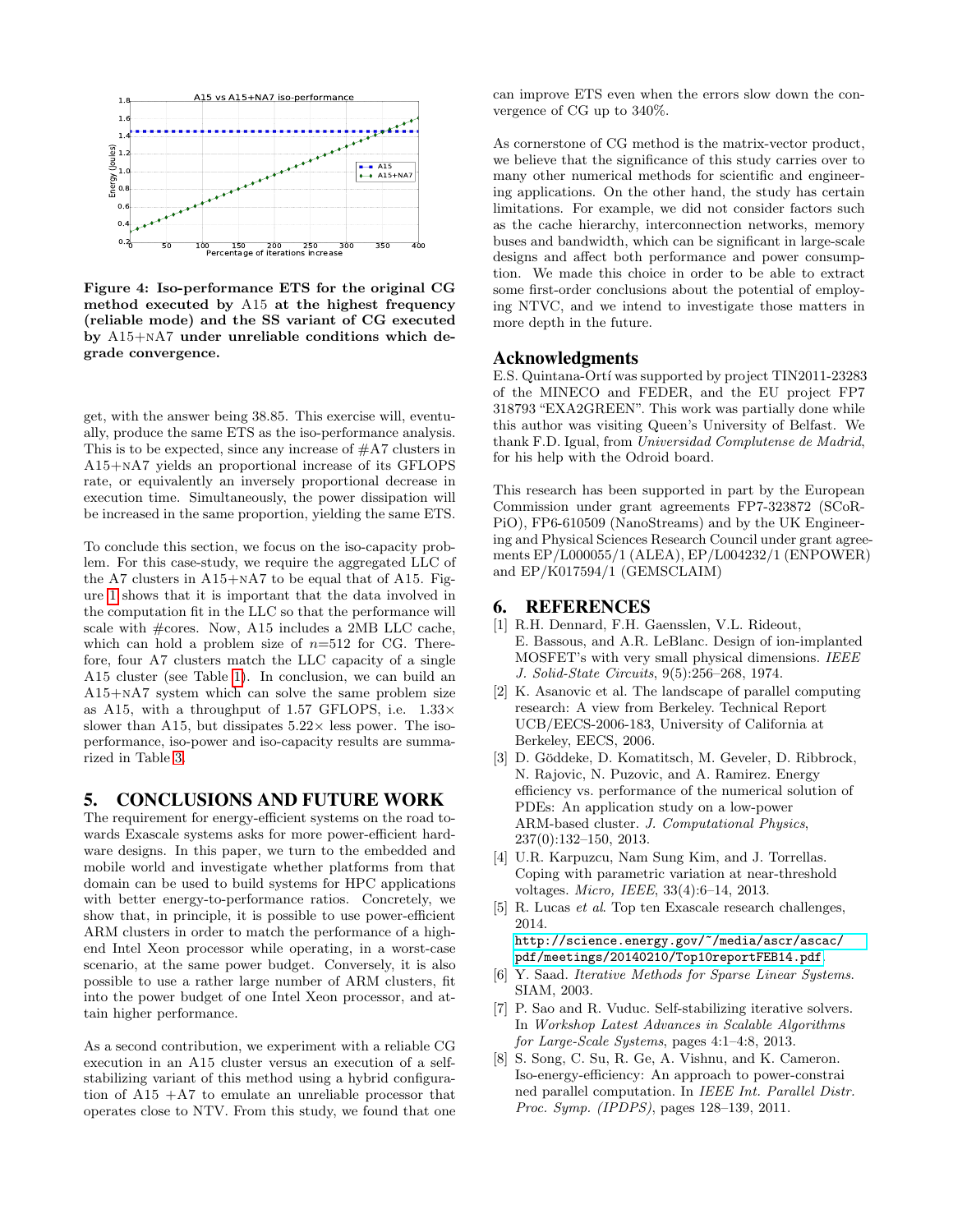A15 vs A15+NA7 iso-performance

Energy (Joules)

Percentage of iterations increase

0.2, 0.4, 0.6, 0.8, 1.0, 1.2, 1.4, 1.6, 1.8

0, 50, 100, 150, 200, 250, 300, 350, 400

A15

A15+NA7

**Figure 4: Iso-performance ETS for the original CG method executed by** A15 **at the highest frequency (reliable mode) and the SS variant of CG executed by** A15+NA7 **under unreliable conditions which degrade convergence.**

get, with the answer being 38.85. This exercise will, eventually, produce the same ETS as the iso-performance analysis. This is to be expected, since any increase of #A7 clusters in A15+NA7 yields an proportional increase of its GFLOPS rate, or equivalently an inversely proportional decrease in execution time. Simultaneously, the power dissipation will be increased in the same proportion, yielding the same ETS.

To conclude this section, we focus on the iso-capacity problem. For this case-study, we require the aggregated LLC of the A7 clusters in A15+NA7 to be equal that of A15. Figure 1 shows that it is important that the data involved in the computation fit in the LLC so that the performance will scale with #cores. Now, A15 includes a 2MB LLC cache, which can hold a problem size of $n$=512 for CG. Therefore, four A7 clusters match the LLC capacity of a single A15 cluster (see Table 1). In conclusion, we can build an A15+NA7 system which can solve the same problem size as A15, with a throughput of 1.57 GFLOPS, i.e. $1.33\times$ slower than A15, but dissipates $5.22\times$ less power. The iso-performance, iso-power and iso-capacity results are summarized in Table 3.

## 5. CONCLUSIONS AND FUTURE WORK

The requirement for energy-efficient systems on the road towards Exascale systems asks for more power-efficient hardware designs. In this paper, we turn to the embedded and mobile world and investigate whether platforms from that domain can be used to build systems for HPC applications with better energy-to-performance ratios. Concretely, we show that, in principle, it is possible to use power-efficient ARM clusters in order to match the performance of a high-end Intel Xeon processor while operating, in a worst-case scenario, at the same power budget. Conversely, it is also possible to use a rather large number of ARM clusters, fit into the power budget of one Intel Xeon processor, and attain higher performance.

As a second contribution, we experiment with a reliable CG execution in an A15 cluster versus an execution of a self-stabilizing variant of this method using a hybrid configuration of A15 +A7 to emulate an unreliable processor that operates close to NTV. From this study, we found that one can improve ETS even when the errors slow down the convergence of CG up to 340%.

As cornerstone of CG method is the matrix-vector product, we believe that the significance of this study carries over to many other numerical methods for scientific and engineering applications. On the other hand, the study has certain limitations. For example, we did not consider factors such as the cache hierarchy, interconnection networks, memory buses and bandwidth, which can be significant in large-scale designs and affect both performance and power consumption. We made this choice in order to be able to extract some first-order conclusions about the potential of employing NTVC, and we intend to investigate those matters in more depth in the future.

## Acknowledgments

E.S. Quintana-Ortí was supported by project TIN2011-23283 of the MINECO and FEDER, and the EU project FP7 318793 "EXA2GREEN". This work was partially done while this author was visiting Queen's University of Belfast. We thank F.D. Igual, from *Universidad Complutense de Madrid*, for his help with the Odroid board.

This research has been supported in part by the European Commission under grant agreements FP7-323872 (SCoRPiO), FP6-610509 (NanoStreams) and by the UK Engineering and Physical Sciences Research Council under grant agreements EP/L000055/1 (ALEA), EP/L004232/1 (ENPOWER) and EP/K017594/1 (GEMSCLAIM)

## 6. REFERENCES

[1] R.H. Dennard, F.H. Gaensslen, V.L. Rideout, E. Bassous, and A.R. LeBlanc. Design of ion-implanted MOSFET's with very small physical dimensions. *IEEE J. Solid-State Circuits*, 9(5):256–268, 1974.

[2] K. Asanovic et al. The landscape of parallel computing research: A view from Berkeley. Technical Report UCB/EECS-2006-183, University of California at Berkeley, EECS, 2006.

[3] D. Göddeke, D. Komatitsch, M. Geveler, D. Ribbrock, N. Rajovic, N. Puzovic, and A. Ramirez. Energy efficiency vs. performance of the numerical solution of PDEs: An application study on a low-power ARM-based cluster. *J. Computational Physics*, 237(0):132–150, 2013.

[4] U.R. Karpuzcu, Nam Sung Kim, and J. Torrellas. Coping with parametric variation at near-threshold voltages. *Micro, IEEE*, 33(4):6–14, 2013.

[5] R. Lucas *et al*. Top ten Exascale research challenges, 2014. http://science.energy.gov/~/media/ascr/ascac/pdf/meetings/20140210/Top10reportFEB14.pdf.

[6] Y. Saad. *Iterative Methods for Sparse Linear Systems*. SIAM, 2003.

[7] P. Sao and R. Vuduc. Self-stabilizing iterative solvers. In *Workshop Latest Advances in Scalable Algorithms for Large-Scale Systems*, pages 4:1–4:8, 2013.

[8] S. Song, C. Su, R. Ge, A. Vishnu, and K. Cameron. Iso-energy-efficiency: An approach to power-constrained parallel computation. In *IEEE Int. Parallel Distr. Proc. Symp. (IPDPS)*, pages 128–139, 2011.